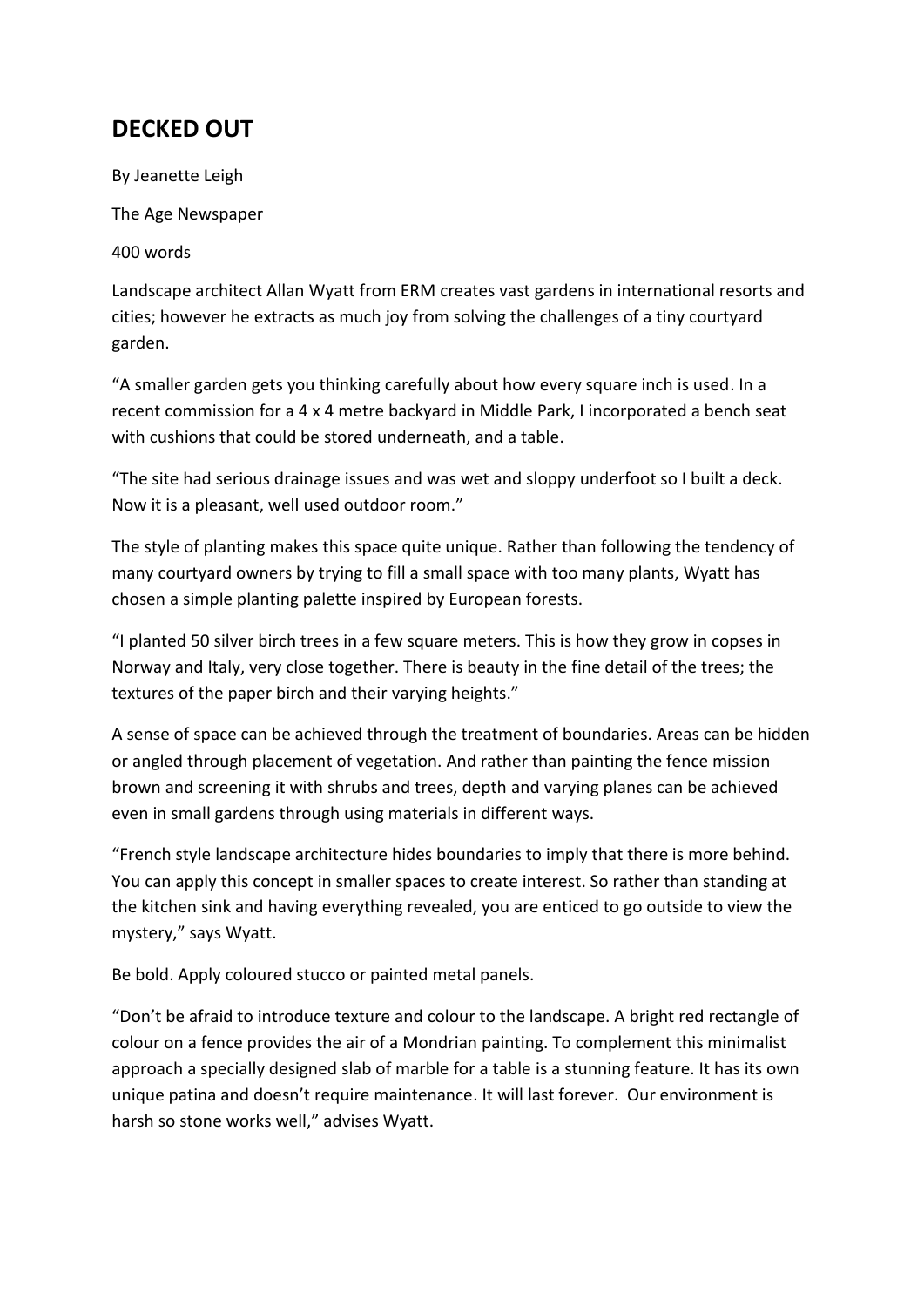# DECKED OUT

By Jeanette Leigh

The Age Newspaper

400 words

Landscape architect Allan Wyatt from ERM creates vast gardens in international resorts and cities; however he extracts as much joy from solving the challenges of a tiny courtyard garden.

“A smaller garden gets you thinking carefully about how every square inch is used. In a recent commission for a 4 x 4 metre backyard in Middle Park, I incorporated a bench seat with cushions that could be stored underneath, and a table.

“The site had serious drainage issues and was wet and sloppy underfoot so I built a deck. Now it is a pleasant, well used outdoor room.”

The style of planting makes this space quite unique. Rather than following the tendency of many courtyard owners by trying to fill a small space with too many plants, Wyatt has chosen a simple planting palette inspired by European forests.

“I planted 50 silver birch trees in a few square meters. This is how they grow in copses in Norway and Italy, very close together. There is beauty in the fine detail of the trees; the textures of the paper birch and their varying heights.”

A sense of space can be achieved through the treatment of boundaries. Areas can be hidden or angled through placement of vegetation. And rather than painting the fence mission brown and screening it with shrubs and trees, depth and varying planes can be achieved even in small gardens through using materials in different ways.

“French style landscape architecture hides boundaries to imply that there is more behind. You can apply this concept in smaller spaces to create interest. So rather than standing at the kitchen sink and having everything revealed, you are enticed to go outside to view the mystery,” says Wyatt.

Be bold. Apply coloured stucco or painted metal panels.

“Don’t be afraid to introduce texture and colour to the landscape. A bright red rectangle of colour on a fence provides the air of a Mondrian painting. To complement this minimalist approach a specially designed slab of marble for a table is a stunning feature. It has its own unique patina and doesn’t require maintenance. It will last forever. Our environment is harsh so stone works well,” advises Wyatt.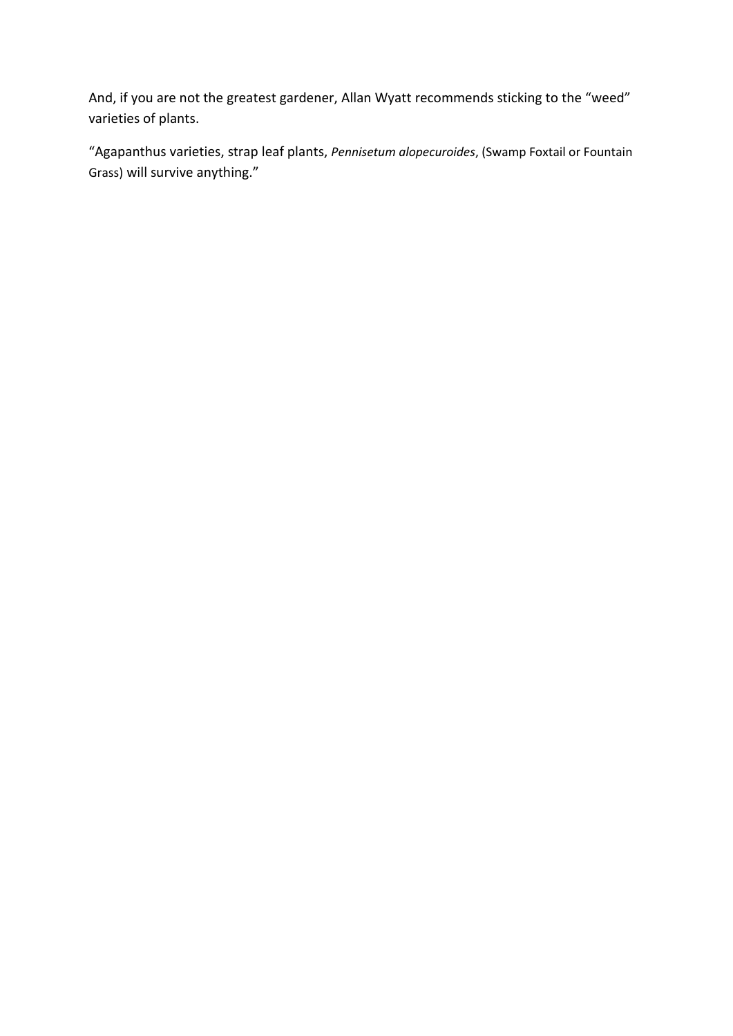And, if you are not the greatest gardener, Allan Wyatt recommends sticking to the "weed" varieties of plants.

"Agapanthus varieties, strap leaf plants, *Pennisetum alopecuroides*, (Swamp Foxtail or Fountain Grass) will survive anything."